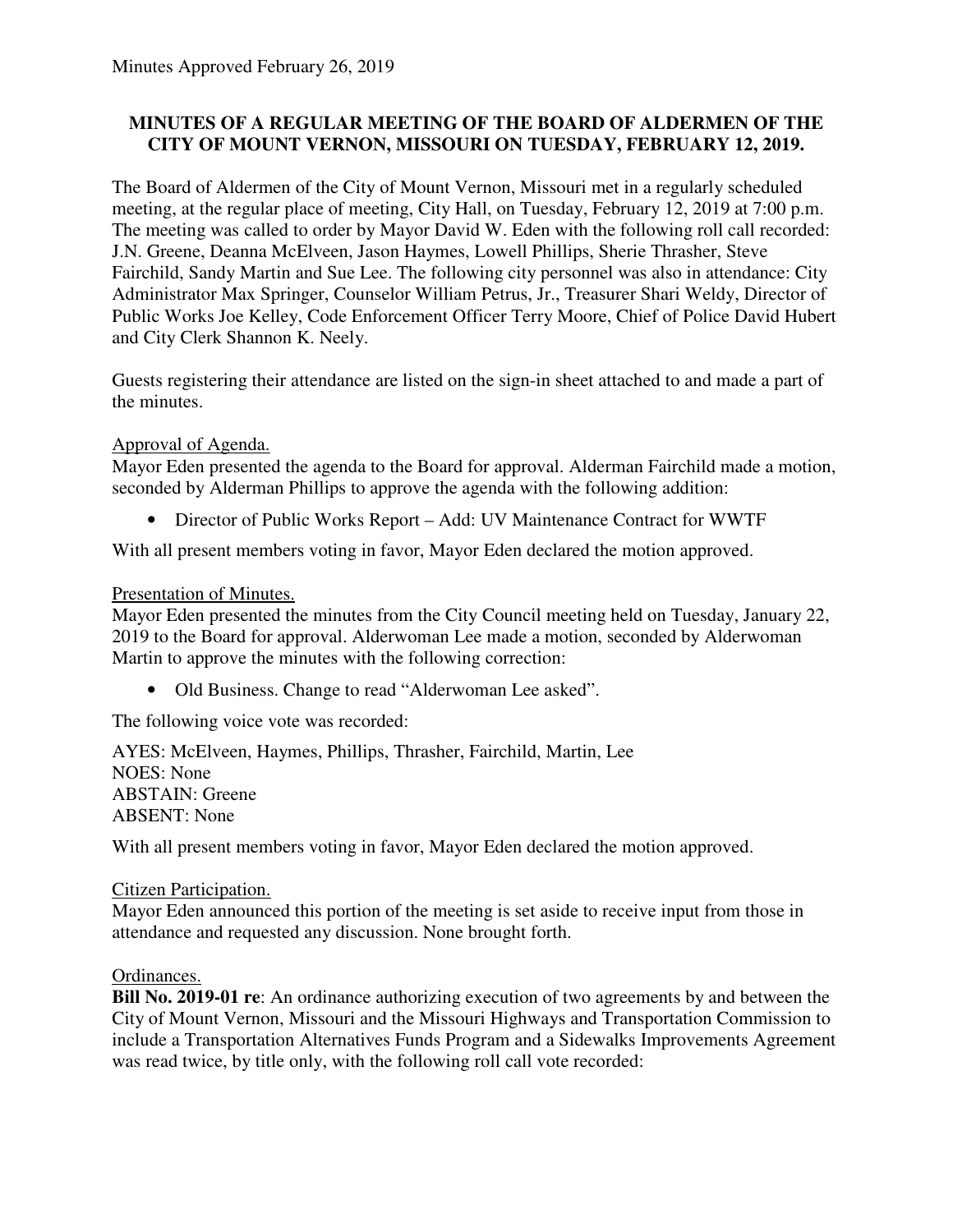Minutes Approved February 26, 2019

**MINUTES OF A REGULAR MEETING OF THE BOARD OF ALDERMEN OF THE CITY OF MOUNT VERNON, MISSOURI ON TUESDAY, FEBRUARY 12, 2019.**

The Board of Aldermen of the City of Mount Vernon, Missouri met in a regularly scheduled meeting, at the regular place of meeting, City Hall, on Tuesday, February 12, 2019 at 7:00 p.m. The meeting was called to order by Mayor David W. Eden with the following roll call recorded: J.N. Greene, Deanna McElveen, Jason Haymes, Lowell Phillips, Sherie Thrasher, Steve Fairchild, Sandy Martin and Sue Lee. The following city personnel was also in attendance: City Administrator Max Springer, Counselor William Petrus, Jr., Treasurer Shari Weldy, Director of Public Works Joe Kelley, Code Enforcement Officer Terry Moore, Chief of Police David Hubert and City Clerk Shannon K. Neely.

Guests registering their attendance are listed on the sign-in sheet attached to and made a part of the minutes.

Approval of Agenda.

Mayor Eden presented the agenda to the Board for approval. Alderman Fairchild made a motion, seconded by Alderman Phillips to approve the agenda with the following addition:

- Director of Public Works Report – Add: UV Maintenance Contract for WWTF

With all present members voting in favor, Mayor Eden declared the motion approved.

Presentation of Minutes.

Mayor Eden presented the minutes from the City Council meeting held on Tuesday, January 22, 2019 to the Board for approval. Alderwoman Lee made a motion, seconded by Alderwoman Martin to approve the minutes with the following correction:

- Old Business. Change to read "Alderwoman Lee asked".

The following voice vote was recorded:

AYES: McElveen, Haymes, Phillips, Thrasher, Fairchild, Martin, Lee
NOES: None
ABSTAIN: Greene
ABSENT: None

With all present members voting in favor, Mayor Eden declared the motion approved.

Citizen Participation.

Mayor Eden announced this portion of the meeting is set aside to receive input from those in attendance and requested any discussion. None brought forth.

Ordinances.

**Bill No. 2019-01 re**: An ordinance authorizing execution of two agreements by and between the City of Mount Vernon, Missouri and the Missouri Highways and Transportation Commission to include a Transportation Alternatives Funds Program and a Sidewalks Improvements Agreement was read twice, by title only, with the following roll call vote recorded: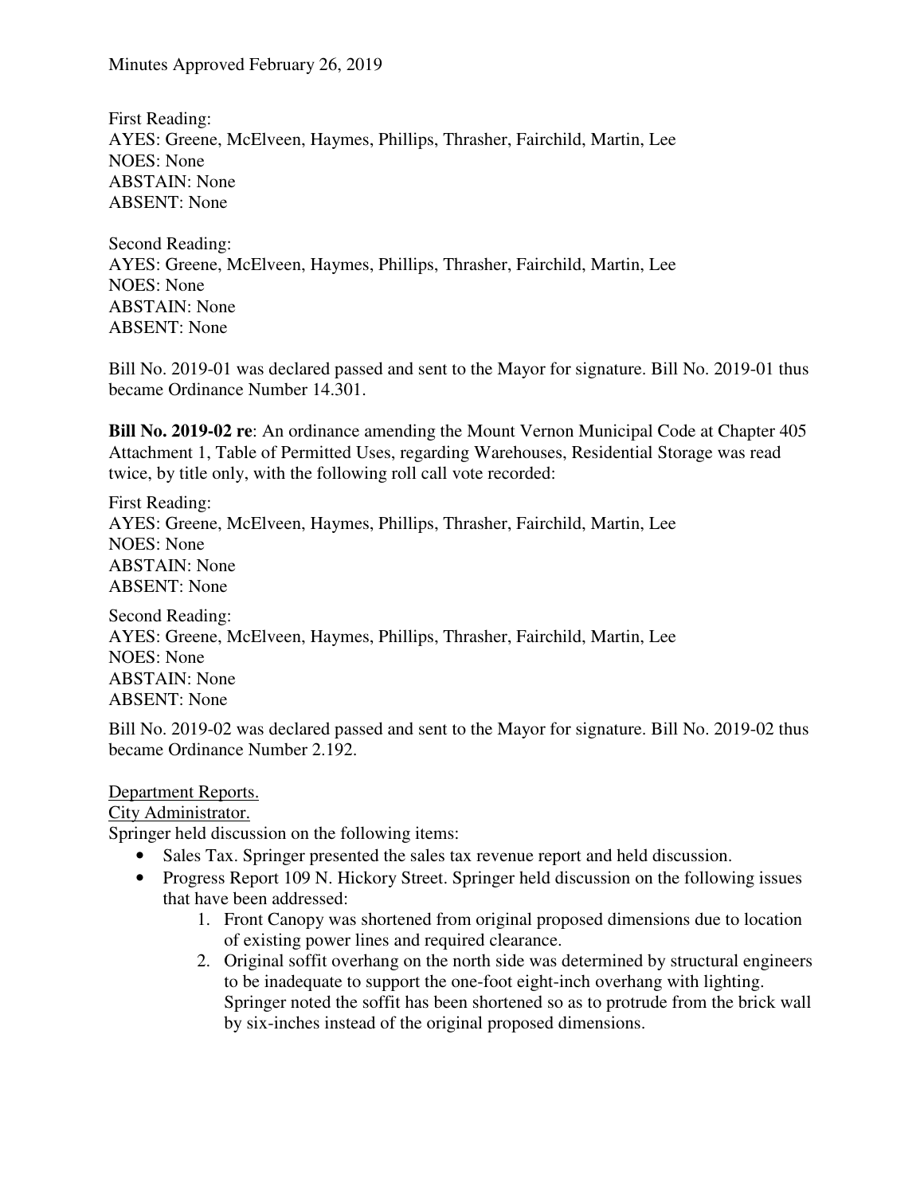First Reading:
AYES: Greene, McElveen, Haymes, Phillips, Thrasher, Fairchild, Martin, Lee
NOES: None
ABSTAIN: None
ABSENT: None

Second Reading:
AYES: Greene, McElveen, Haymes, Phillips, Thrasher, Fairchild, Martin, Lee
NOES: None
ABSTAIN: None
ABSENT: None

Bill No. 2019-01 was declared passed and sent to the Mayor for signature. Bill No. 2019-01 thus became Ordinance Number 14.301.

**Bill No. 2019-02 re**: An ordinance amending the Mount Vernon Municipal Code at Chapter 405 Attachment 1, Table of Permitted Uses, regarding Warehouses, Residential Storage was read twice, by title only, with the following roll call vote recorded:

First Reading:
AYES: Greene, McElveen, Haymes, Phillips, Thrasher, Fairchild, Martin, Lee
NOES: None
ABSTAIN: None
ABSENT: None

Second Reading:
AYES: Greene, McElveen, Haymes, Phillips, Thrasher, Fairchild, Martin, Lee
NOES: None
ABSTAIN: None
ABSENT: None

Bill No. 2019-02 was declared passed and sent to the Mayor for signature. Bill No. 2019-02 thus became Ordinance Number 2.192.

<u>Department Reports.</u>

<u>City Administrator.</u>

Springer held discussion on the following items:

- Sales Tax. Springer presented the sales tax revenue report and held discussion.
- Progress Report 109 N. Hickory Street. Springer held discussion on the following issues that have been addressed:
    1. Front Canopy was shortened from original proposed dimensions due to location of existing power lines and required clearance.
    2. Original soffit overhang on the north side was determined by structural engineers to be inadequate to support the one-foot eight-inch overhang with lighting. Springer noted the soffit has been shortened so as to protrude from the brick wall by six-inches instead of the original proposed dimensions.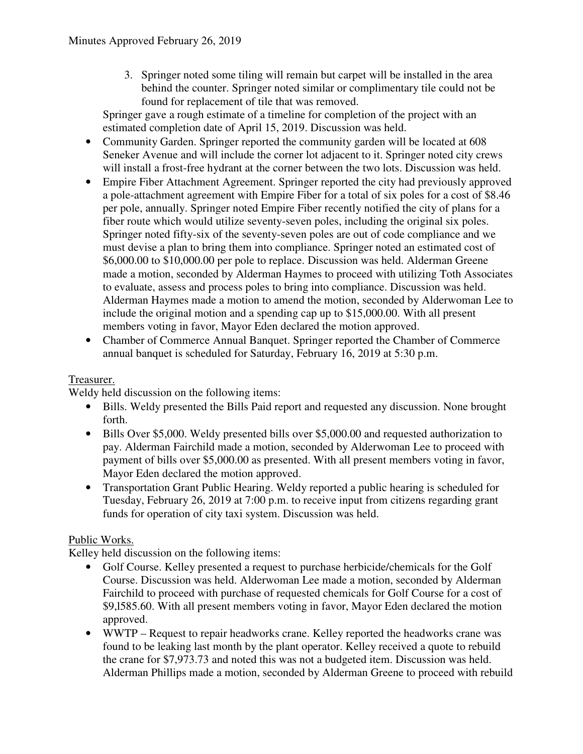Minutes Approved February 26, 2019

3. Springer noted some tiling will remain but carpet will be installed in the area behind the counter. Springer noted similar or complimentary tile could not be found for replacement of tile that was removed.

Springer gave a rough estimate of a timeline for completion of the project with an estimated completion date of April 15, 2019. Discussion was held.

- Community Garden. Springer reported the community garden will be located at 608 Seneker Avenue and will include the corner lot adjacent to it. Springer noted city crews will install a frost-free hydrant at the corner between the two lots. Discussion was held.
- Empire Fiber Attachment Agreement. Springer reported the city had previously approved a pole-attachment agreement with Empire Fiber for a total of six poles for a cost of $8.46 per pole, annually. Springer noted Empire Fiber recently notified the city of plans for a fiber route which would utilize seventy-seven poles, including the original six poles. Springer noted fifty-six of the seventy-seven poles are out of code compliance and we must devise a plan to bring them into compliance. Springer noted an estimated cost of $6,000.00 to $10,000.00 per pole to replace. Discussion was held. Alderman Greene made a motion, seconded by Alderman Haymes to proceed with utilizing Toth Associates to evaluate, assess and process poles to bring into compliance. Discussion was held. Alderman Haymes made a motion to amend the motion, seconded by Alderwoman Lee to include the original motion and a spending cap up to $15,000.00. With all present members voting in favor, Mayor Eden declared the motion approved.
- Chamber of Commerce Annual Banquet. Springer reported the Chamber of Commerce annual banquet is scheduled for Saturday, February 16, 2019 at 5:30 p.m.

Treasurer.

Weldy held discussion on the following items:

- Bills. Weldy presented the Bills Paid report and requested any discussion. None brought forth.
- Bills Over $5,000. Weldy presented bills over $5,000.00 and requested authorization to pay. Alderman Fairchild made a motion, seconded by Alderwoman Lee to proceed with payment of bills over $5,000.00 as presented. With all present members voting in favor, Mayor Eden declared the motion approved.
- Transportation Grant Public Hearing. Weldy reported a public hearing is scheduled for Tuesday, February 26, 2019 at 7:00 p.m. to receive input from citizens regarding grant funds for operation of city taxi system. Discussion was held.

Public Works.

Kelley held discussion on the following items:

- Golf Course. Kelley presented a request to purchase herbicide/chemicals for the Golf Course. Discussion was held. Alderwoman Lee made a motion, seconded by Alderman Fairchild to proceed with purchase of requested chemicals for Golf Course for a cost of $9,l585.60. With all present members voting in favor, Mayor Eden declared the motion approved.
- WWTP – Request to repair headworks crane. Kelley reported the headworks crane was found to be leaking last month by the plant operator. Kelley received a quote to rebuild the crane for $7,973.73 and noted this was not a budgeted item. Discussion was held. Alderman Phillips made a motion, seconded by Alderman Greene to proceed with rebuild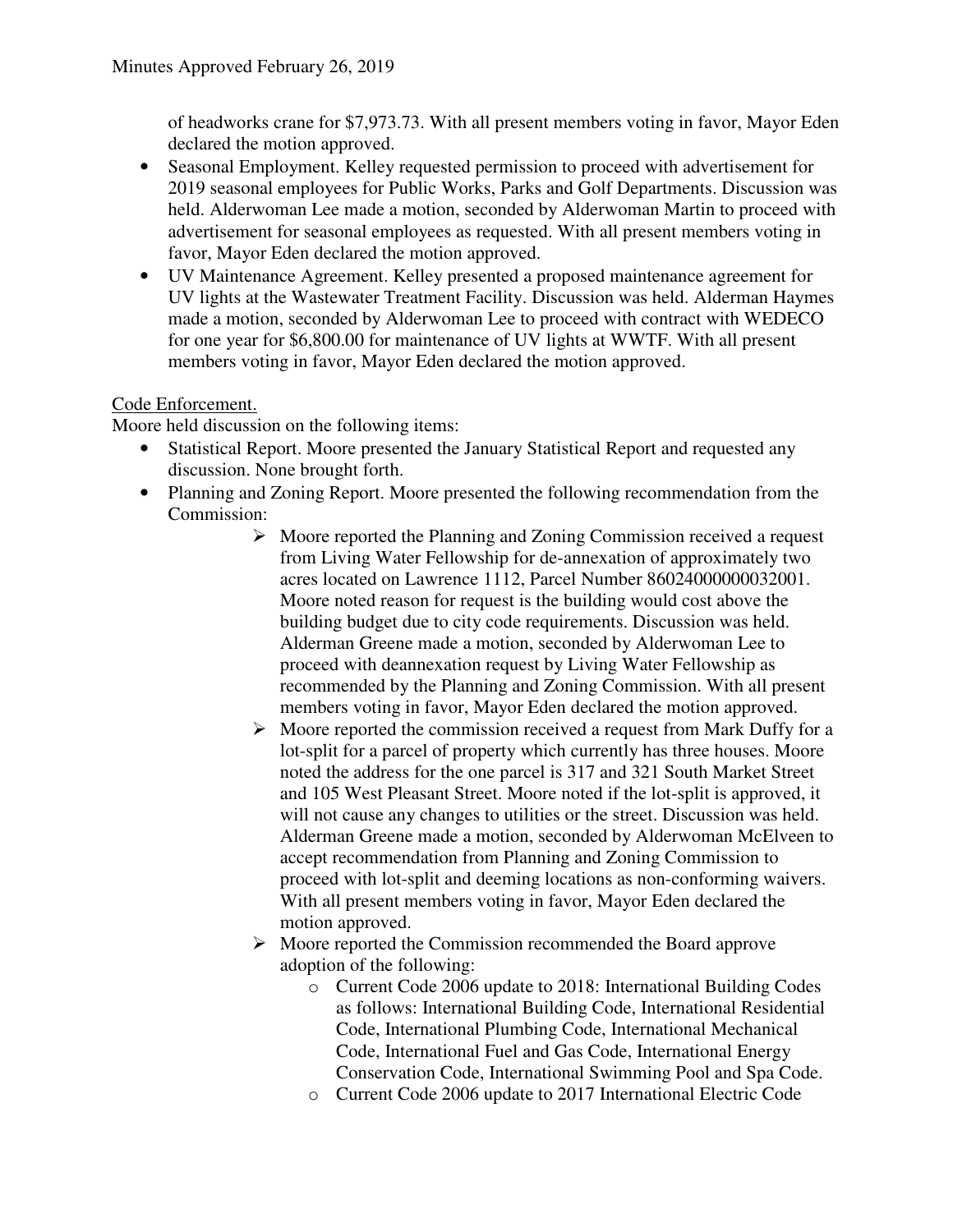of headworks crane for $7,973.73. With all present members voting in favor, Mayor Eden declared the motion approved.

- Seasonal Employment. Kelley requested permission to proceed with advertisement for 2019 seasonal employees for Public Works, Parks and Golf Departments. Discussion was held. Alderwoman Lee made a motion, seconded by Alderwoman Martin to proceed with advertisement for seasonal employees as requested. With all present members voting in favor, Mayor Eden declared the motion approved.
- UV Maintenance Agreement. Kelley presented a proposed maintenance agreement for UV lights at the Wastewater Treatment Facility. Discussion was held. Alderman Haymes made a motion, seconded by Alderwoman Lee to proceed with contract with WEDECO for one year for $6,800.00 for maintenance of UV lights at WWTF. With all present members voting in favor, Mayor Eden declared the motion approved.

Code Enforcement.

Moore held discussion on the following items:

- Statistical Report. Moore presented the January Statistical Report and requested any discussion. None brought forth.
- Planning and Zoning Report. Moore presented the following recommendation from the Commission:
  - Moore reported the Planning and Zoning Commission received a request from Living Water Fellowship for de-annexation of approximately two acres located on Lawrence 1112, Parcel Number 86024000000032001. Moore noted reason for request is the building would cost above the building budget due to city code requirements. Discussion was held. Alderman Greene made a motion, seconded by Alderwoman Lee to proceed with deannexation request by Living Water Fellowship as recommended by the Planning and Zoning Commission. With all present members voting in favor, Mayor Eden declared the motion approved.
  - Moore reported the commission received a request from Mark Duffy for a lot-split for a parcel of property which currently has three houses. Moore noted the address for the one parcel is 317 and 321 South Market Street and 105 West Pleasant Street. Moore noted if the lot-split is approved, it will not cause any changes to utilities or the street. Discussion was held. Alderman Greene made a motion, seconded by Alderwoman McElveen to accept recommendation from Planning and Zoning Commission to proceed with lot-split and deeming locations as non-conforming waivers. With all present members voting in favor, Mayor Eden declared the motion approved.
  - Moore reported the Commission recommended the Board approve adoption of the following:
    - Current Code 2006 update to 2018: International Building Codes as follows: International Building Code, International Residential Code, International Plumbing Code, International Mechanical Code, International Fuel and Gas Code, International Energy Conservation Code, International Swimming Pool and Spa Code.
    - Current Code 2006 update to 2017 International Electric Code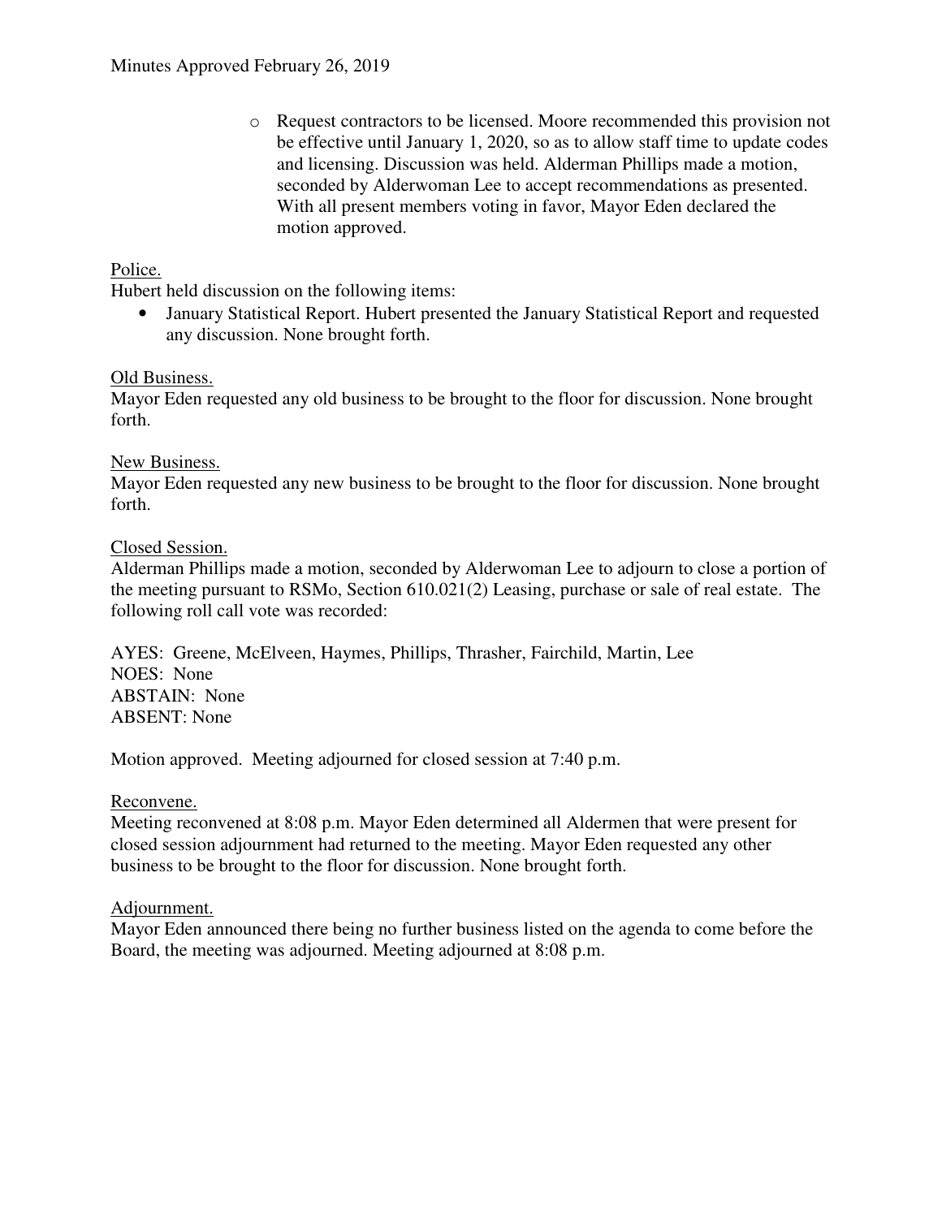- Request contractors to be licensed. Moore recommended this provision not be effective until January 1, 2020, so as to allow staff time to update codes and licensing. Discussion was held. Alderman Phillips made a motion, seconded by Alderwoman Lee to accept recommendations as presented. With all present members voting in favor, Mayor Eden declared the motion approved.

Police.

Hubert held discussion on the following items:

- January Statistical Report. Hubert presented the January Statistical Report and requested any discussion. None brought forth.

Old Business.

Mayor Eden requested any old business to be brought to the floor for discussion. None brought forth.

New Business.

Mayor Eden requested any new business to be brought to the floor for discussion. None brought forth.

Closed Session.

Alderman Phillips made a motion, seconded by Alderwoman Lee to adjourn to close a portion of the meeting pursuant to RSMo, Section 610.021(2) Leasing, purchase or sale of real estate. The following roll call vote was recorded:

AYES: Greene, McElveen, Haymes, Phillips, Thrasher, Fairchild, Martin, Lee
NOES: None
ABSTAIN: None
ABSENT: None

Motion approved. Meeting adjourned for closed session at 7:40 p.m.

Reconvene.

Meeting reconvened at 8:08 p.m. Mayor Eden determined all Aldermen that were present for closed session adjournment had returned to the meeting. Mayor Eden requested any other business to be brought to the floor for discussion. None brought forth.

Adjournment.

Mayor Eden announced there being no further business listed on the agenda to come before the Board, the meeting was adjourned. Meeting adjourned at 8:08 p.m.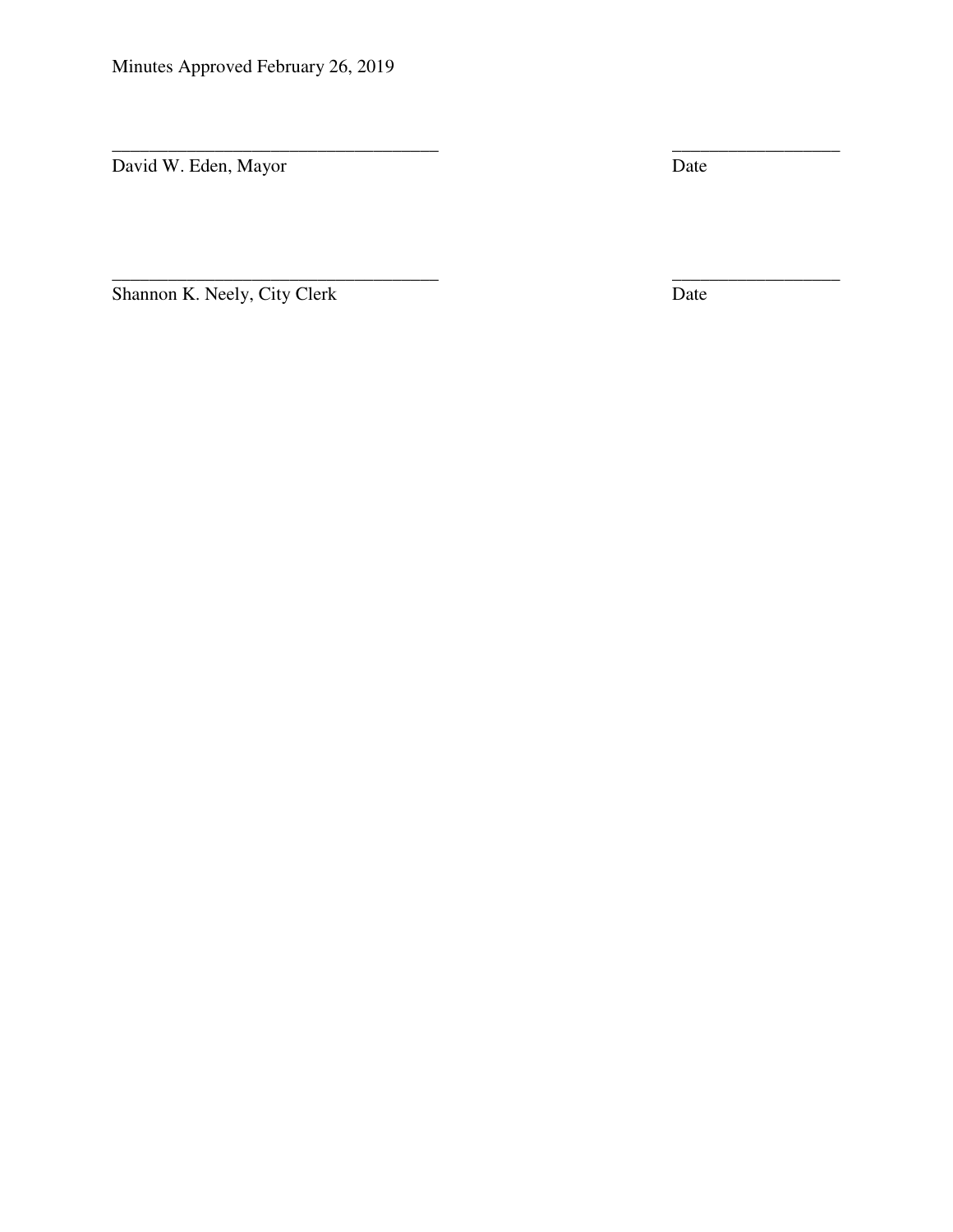Minutes Approved February 26, 2019

\_\_\_\_\_\_\_\_\_\_\_\_\_\_\_\_\_\_\_\_\_\_\_\_\_\_\_\_\_\_\_\_\_\_\_\_ \_\_\_\_\_\_\_\_\_\_\_\_\_\_\_\_\_\_

David W. Eden, Mayor Date

\_\_\_\_\_\_\_\_\_\_\_\_\_\_\_\_\_\_\_\_\_\_\_\_\_\_\_\_\_\_\_\_\_\_\_\_ \_\_\_\_\_\_\_\_\_\_\_\_\_\_\_\_\_\_

Shannon K. Neely, City Clerk Date